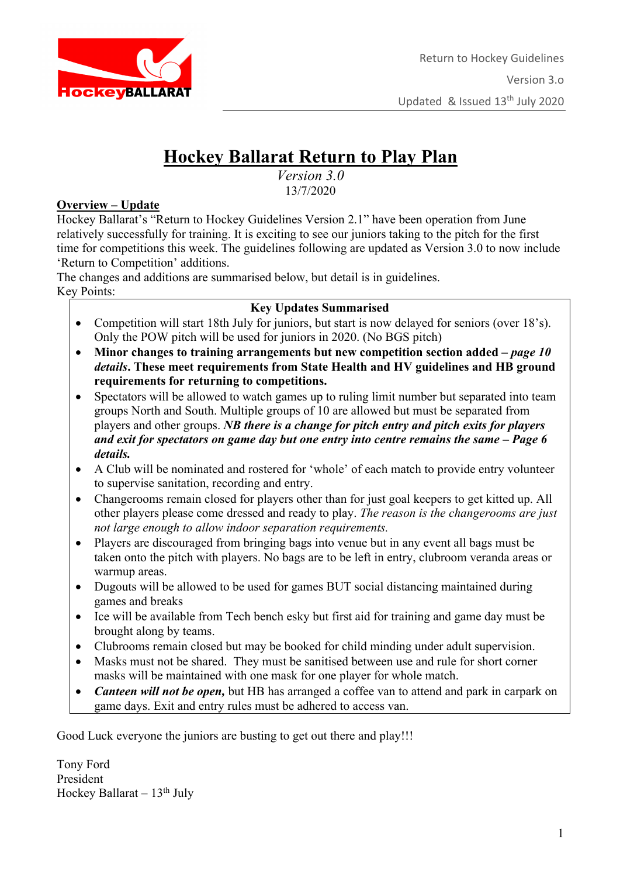Return to Hockey Guidelines

Version 3.o

Updated & Issued 13th July 2020

# Hockey Ballarat Return to Play Plan

*Version 3.0*

13/7/2020

**Overview – Update**

Hockey Ballarat's "Return to Hockey Guidelines Version 2.1" have been operation from June relatively successfully for training. It is exciting to see our juniors taking to the pitch for the first time for competitions this week. The guidelines following are updated as Version 3.0 to now include 'Return to Competition' additions.

The changes and additions are summarised below, but detail is in guidelines.

Key Points:

**Key Updates Summarised**

- Competition will start 18th July for juniors, but start is now delayed for seniors (over 18's). Only the POW pitch will be used for juniors in 2020. (No BGS pitch)
- **Minor changes to training arrangements but new competition section added –** ***page 10 details*****. These meet requirements from State Health and HV guidelines and HB ground requirements for returning to competitions.**
- Spectators will be allowed to watch games up to ruling limit number but separated into team groups North and South. Multiple groups of 10 are allowed but must be separated from players and other groups. ***NB there is a change for pitch entry and pitch exits for players and exit for spectators on game day but one entry into centre remains the same – Page 6 details.***
- A Club will be nominated and rostered for 'whole' of each match to provide entry volunteer to supervise sanitation, recording and entry.
- Changerooms remain closed for players other than for just goal keepers to get kitted up. All other players please come dressed and ready to play. *The reason is the changerooms are just not large enough to allow indoor separation requirements.*
- Players are discouraged from bringing bags into venue but in any event all bags must be taken onto the pitch with players. No bags are to be left in entry, clubroom veranda areas or warmup areas.
- Dugouts will be allowed to be used for games BUT social distancing maintained during games and breaks
- Ice will be available from Tech bench esky but first aid for training and game day must be brought along by teams.
- Clubrooms remain closed but may be booked for child minding under adult supervision.
- Masks must not be shared. They must be sanitised between use and rule for short corner masks will be maintained with one mask for one player for whole match.
- ***Canteen will not be open,*** but HB has arranged a coffee van to attend and park in carpark on game days. Exit and entry rules must be adhered to access van.

Good Luck everyone the juniors are busting to get out there and play!!!

Tony Ford

President

Hockey Ballarat – 13th July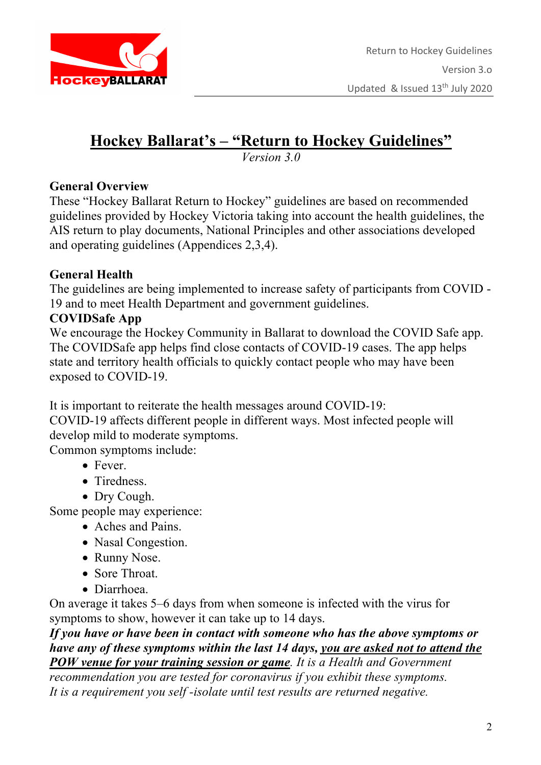# Hockey Ballarat's – "Return to Hockey Guidelines"

*Version 3.0*

**General Overview**

These "Hockey Ballarat Return to Hockey" guidelines are based on recommended guidelines provided by Hockey Victoria taking into account the health guidelines, the AIS return to play documents, National Principles and other associations developed and operating guidelines (Appendices 2,3,4).

**General Health**

The guidelines are being implemented to increase safety of participants from COVID - 19 and to meet Health Department and government guidelines.

**COVIDSafe App**

We encourage the Hockey Community in Ballarat to download the COVID Safe app. The COVIDSafe app helps find close contacts of COVID-19 cases. The app helps state and territory health officials to quickly contact people who may have been exposed to COVID-19.

It is important to reiterate the health messages around COVID-19:

COVID-19 affects different people in different ways. Most infected people will develop mild to moderate symptoms.

Common symptoms include:

- Fever.
- Tiredness.
- Dry Cough.

Some people may experience:

- Aches and Pains.
- Nasal Congestion.
- Runny Nose.
- Sore Throat.
- Diarrhoea.

On average it takes 5–6 days from when someone is infected with the virus for symptoms to show, however it can take up to 14 days.

***If you have or have been in contact with someone who has the above symptoms or have any of these symptoms within the last 14 days, <u>you are asked not to attend the POW venue for your training session or game</u>.*** *It is a Health and Government recommendation you are tested for coronavirus if you exhibit these symptoms. It is a requirement you self -isolate until test results are returned negative.*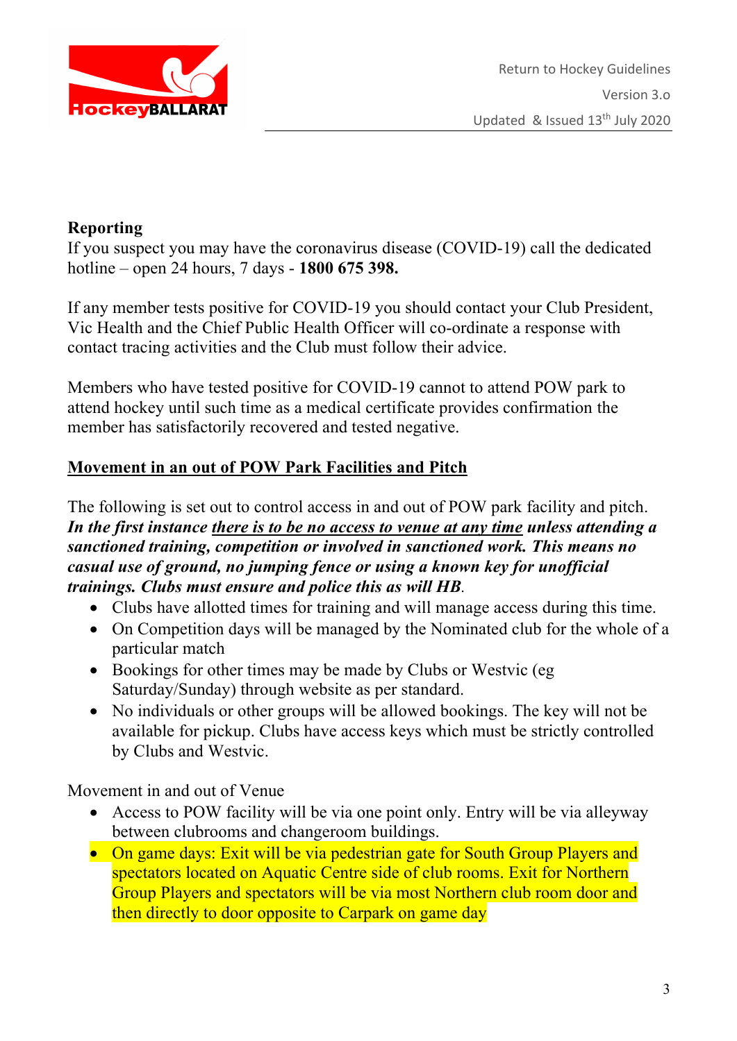## Reporting

If you suspect you may have the coronavirus disease (COVID-19) call the dedicated hotline – open 24 hours, 7 days - **1800 675 398.**

If any member tests positive for COVID-19 you should contact your Club President, Vic Health and the Chief Public Health Officer will co-ordinate a response with contact tracing activities and the Club must follow their advice.

Members who have tested positive for COVID-19 cannot to attend POW park to attend hockey until such time as a medical certificate provides confirmation the member has satisfactorily recovered and tested negative.

## <u>Movement in an out of POW Park Facilities and Pitch</u>

The following is set out to control access in and out of POW park facility and pitch. ***In the first instance <u>there is to be no access to venue at any time</u> unless attending a sanctioned training, competition or involved in sanctioned work. This means no casual use of ground, no jumping fence or using a known key for unofficial trainings. Clubs must ensure and police this as will HB***.

- Clubs have allotted times for training and will manage access during this time.
- On Competition days will be managed by the Nominated club for the whole of a particular match
- Bookings for other times may be made by Clubs or Westvic (eg Saturday/Sunday) through website as per standard.
- No individuals or other groups will be allowed bookings. The key will not be available for pickup. Clubs have access keys which must be strictly controlled by Clubs and Westvic.

Movement in and out of Venue

- Access to POW facility will be via one point only. Entry will be via alleyway between clubrooms and changeroom buildings.
- On game days: Exit will be via pedestrian gate for South Group Players and spectators located on Aquatic Centre side of club rooms. Exit for Northern Group Players and spectators will be via most Northern club room door and then directly to door opposite to Carpark on game day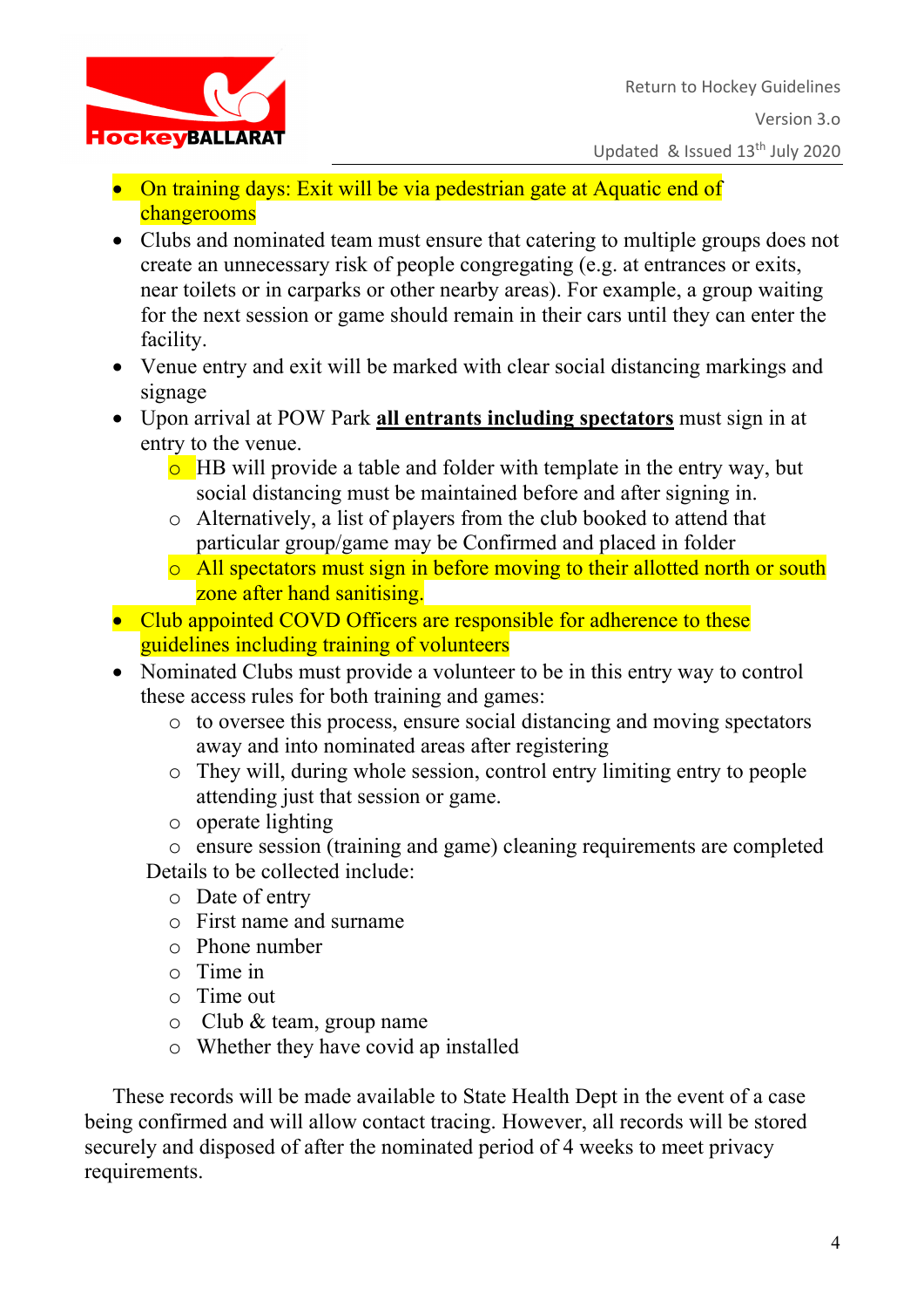- On training days: Exit will be via pedestrian gate at Aquatic end of changerooms
- Clubs and nominated team must ensure that catering to multiple groups does not create an unnecessary risk of people congregating (e.g. at entrances or exits, near toilets or in carparks or other nearby areas). For example, a group waiting for the next session or game should remain in their cars until they can enter the facility.
- Venue entry and exit will be marked with clear social distancing markings and signage
- Upon arrival at POW Park **<u>all entrants including spectators</u>** must sign in at entry to the venue.
    - HB will provide a table and folder with template in the entry way, but social distancing must be maintained before and after signing in.
    - Alternatively, a list of players from the club booked to attend that particular group/game may be Confirmed and placed in folder
    - All spectators must sign in before moving to their allotted north or south zone after hand sanitising.
- Club appointed COVD Officers are responsible for adherence to these guidelines including training of volunteers
- Nominated Clubs must provide a volunteer to be in this entry way to control these access rules for both training and games:
    - to oversee this process, ensure social distancing and moving spectators away and into nominated areas after registering
    - They will, during whole session, control entry limiting entry to people attending just that session or game.
    - operate lighting
    - ensure session (training and game) cleaning requirements are completed

  Details to be collected include:
    - Date of entry
    - First name and surname
    - Phone number
    - Time in
    - Time out
    - Club & team, group name
    - Whether they have covid ap installed

These records will be made available to State Health Dept in the event of a case being confirmed and will allow contact tracing. However, all records will be stored securely and disposed of after the nominated period of 4 weeks to meet privacy requirements.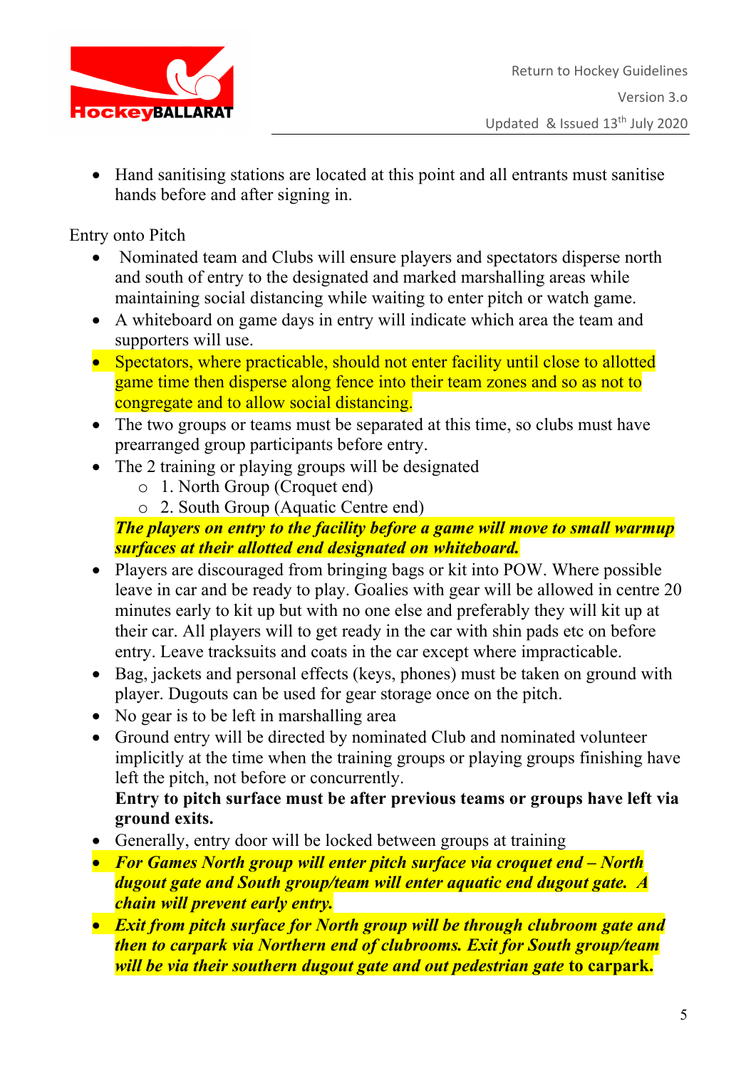- Hand sanitising stations are located at this point and all entrants must sanitise hands before and after signing in.

Entry onto Pitch

- Nominated team and Clubs will ensure players and spectators disperse north and south of entry to the designated and marked marshalling areas while maintaining social distancing while waiting to enter pitch or watch game.
- A whiteboard on game days in entry will indicate which area the team and supporters will use.
- Spectators, where practicable, should not enter facility until close to allotted game time then disperse along fence into their team zones and so as not to congregate and to allow social distancing.
- The two groups or teams must be separated at this time, so clubs must have prearranged group participants before entry.
- The 2 training or playing groups will be designated
  - 1. North Group (Croquet end)
  - 2. South Group (Aquatic Centre end)

  ***The players on entry to the facility before a game will move to small warmup surfaces at their allotted end designated on whiteboard.***
- Players are discouraged from bringing bags or kit into POW. Where possible leave in car and be ready to play. Goalies with gear will be allowed in centre 20 minutes early to kit up but with no one else and preferably they will kit up at their car. All players will to get ready in the car with shin pads etc on before entry. Leave tracksuits and coats in the car except where impracticable.
- Bag, jackets and personal effects (keys, phones) must be taken on ground with player. Dugouts can be used for gear storage once on the pitch.
- No gear is to be left in marshalling area
- Ground entry will be directed by nominated Club and nominated volunteer implicitly at the time when the training groups or playing groups finishing have left the pitch, not before or concurrently.

  **Entry to pitch surface must be after previous teams or groups have left via ground exits.**
- Generally, entry door will be locked between groups at training
- ***For Games North group will enter pitch surface via croquet end – North dugout gate and South group/team will enter aquatic end dugout gate. A chain will prevent early entry.***
- ***Exit from pitch surface for North group will be through clubroom gate and then to carpark via Northern end of clubrooms. Exit for South group/team will be via their southern dugout gate and out pedestrian gate*** **to carpark.**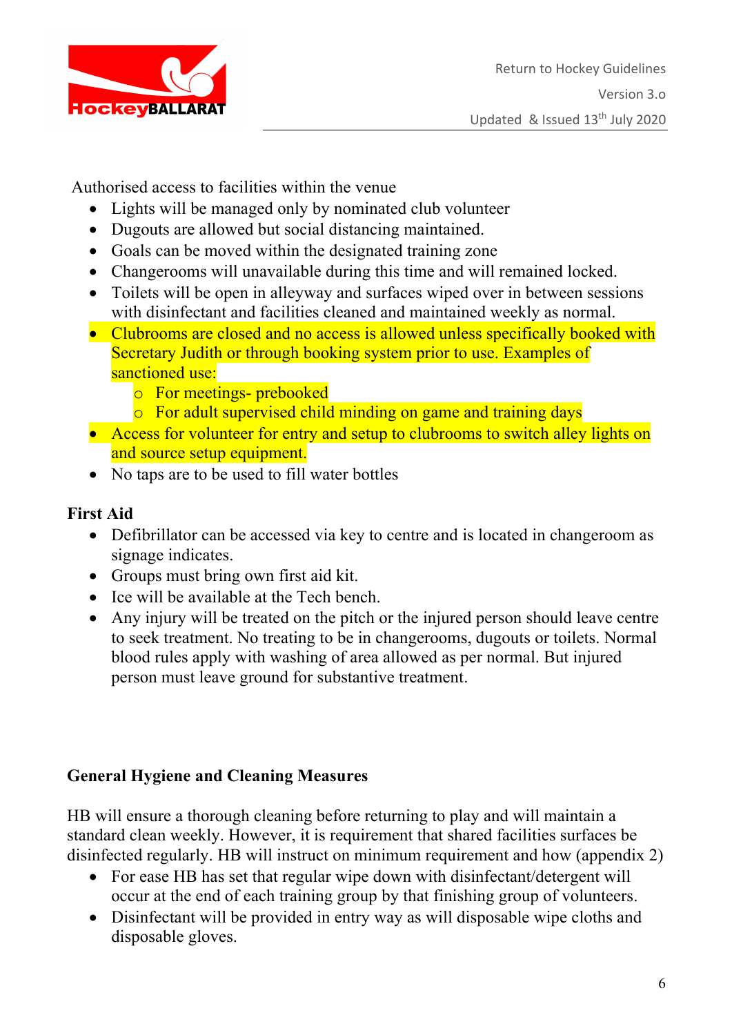Authorised access to facilities within the venue

- Lights will be managed only by nominated club volunteer
- Dugouts are allowed but social distancing maintained.
- Goals can be moved within the designated training zone
- Changerooms will unavailable during this time and will remained locked.
- Toilets will be open in alleyway and surfaces wiped over in between sessions with disinfectant and facilities cleaned and maintained weekly as normal.
- Clubrooms are closed and no access is allowed unless specifically booked with Secretary Judith or through booking system prior to use. Examples of sanctioned use:
    - For meetings- prebooked
    - For adult supervised child minding on game and training days
- Access for volunteer for entry and setup to clubrooms to switch alley lights on and source setup equipment.
- No taps are to be used to fill water bottles

**First Aid**

- Defibrillator can be accessed via key to centre and is located in changeroom as signage indicates.
- Groups must bring own first aid kit.
- Ice will be available at the Tech bench.
- Any injury will be treated on the pitch or the injured person should leave centre to seek treatment. No treating to be in changerooms, dugouts or toilets. Normal blood rules apply with washing of area allowed as per normal. But injured person must leave ground for substantive treatment.

**General Hygiene and Cleaning Measures**

HB will ensure a thorough cleaning before returning to play and will maintain a standard clean weekly. However, it is requirement that shared facilities surfaces be disinfected regularly. HB will instruct on minimum requirement and how (appendix 2)

- For ease HB has set that regular wipe down with disinfectant/detergent will occur at the end of each training group by that finishing group of volunteers.
- Disinfectant will be provided in entry way as will disposable wipe cloths and disposable gloves.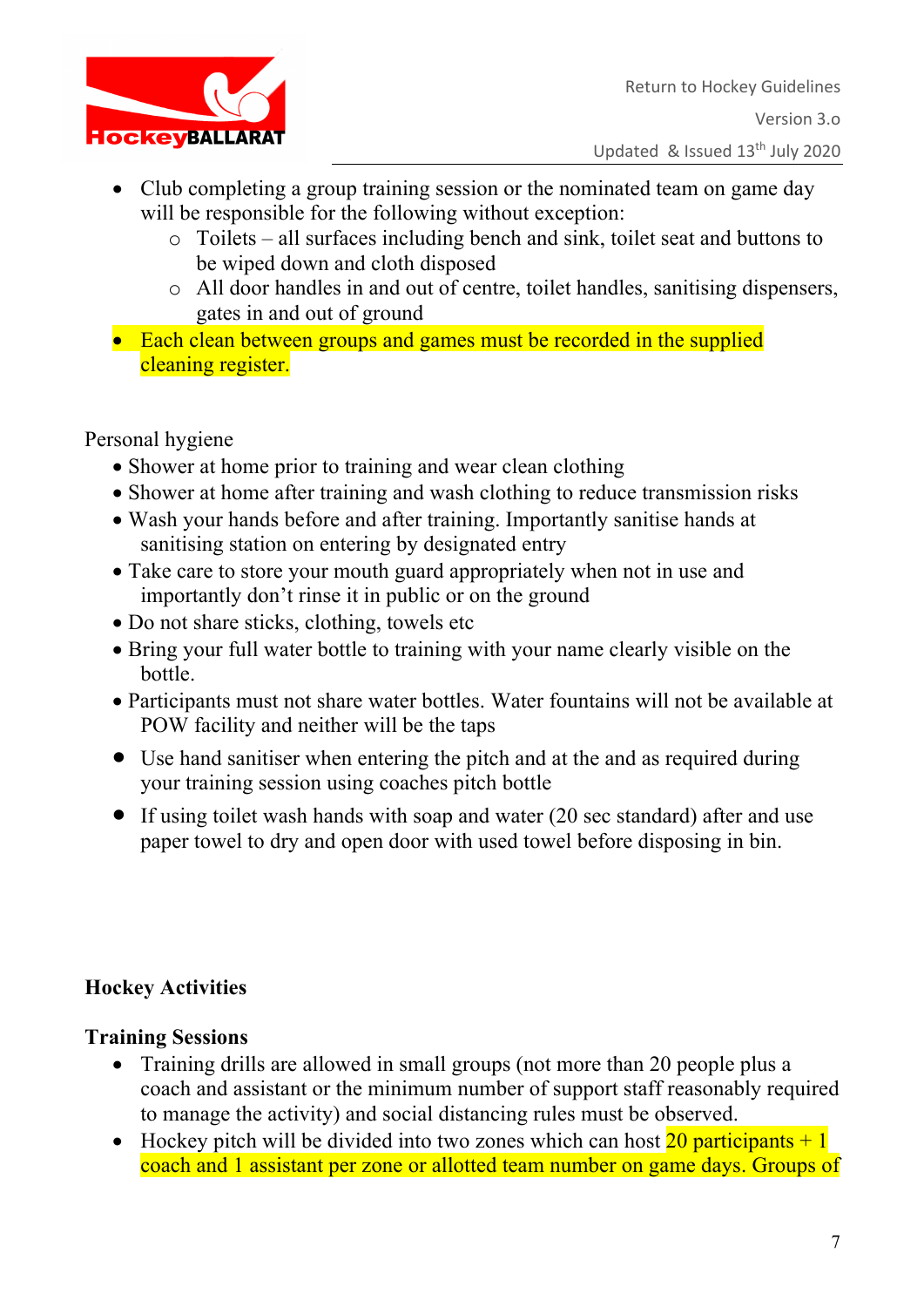- Club completing a group training session or the nominated team on game day will be responsible for the following without exception:
  - Toilets – all surfaces including bench and sink, toilet seat and buttons to be wiped down and cloth disposed
  - All door handles in and out of centre, toilet handles, sanitising dispensers, gates in and out of ground
- Each clean between groups and games must be recorded in the supplied cleaning register.

Personal hygiene

- Shower at home prior to training and wear clean clothing
- Shower at home after training and wash clothing to reduce transmission risks
- Wash your hands before and after training. Importantly sanitise hands at sanitising station on entering by designated entry
- Take care to store your mouth guard appropriately when not in use and importantly don't rinse it in public or on the ground
- Do not share sticks, clothing, towels etc
- Bring your full water bottle to training with your name clearly visible on the bottle.
- Participants must not share water bottles. Water fountains will not be available at POW facility and neither will be the taps
- Use hand sanitiser when entering the pitch and at the and as required during your training session using coaches pitch bottle
- If using toilet wash hands with soap and water (20 sec standard) after and use paper towel to dry and open door with used towel before disposing in bin.

**Hockey Activities**

**Training Sessions**

- Training drills are allowed in small groups (not more than 20 people plus a coach and assistant or the minimum number of support staff reasonably required to manage the activity) and social distancing rules must be observed.
- Hockey pitch will be divided into two zones which can host 20 participants + 1 coach and 1 assistant per zone or allotted team number on game days. Groups of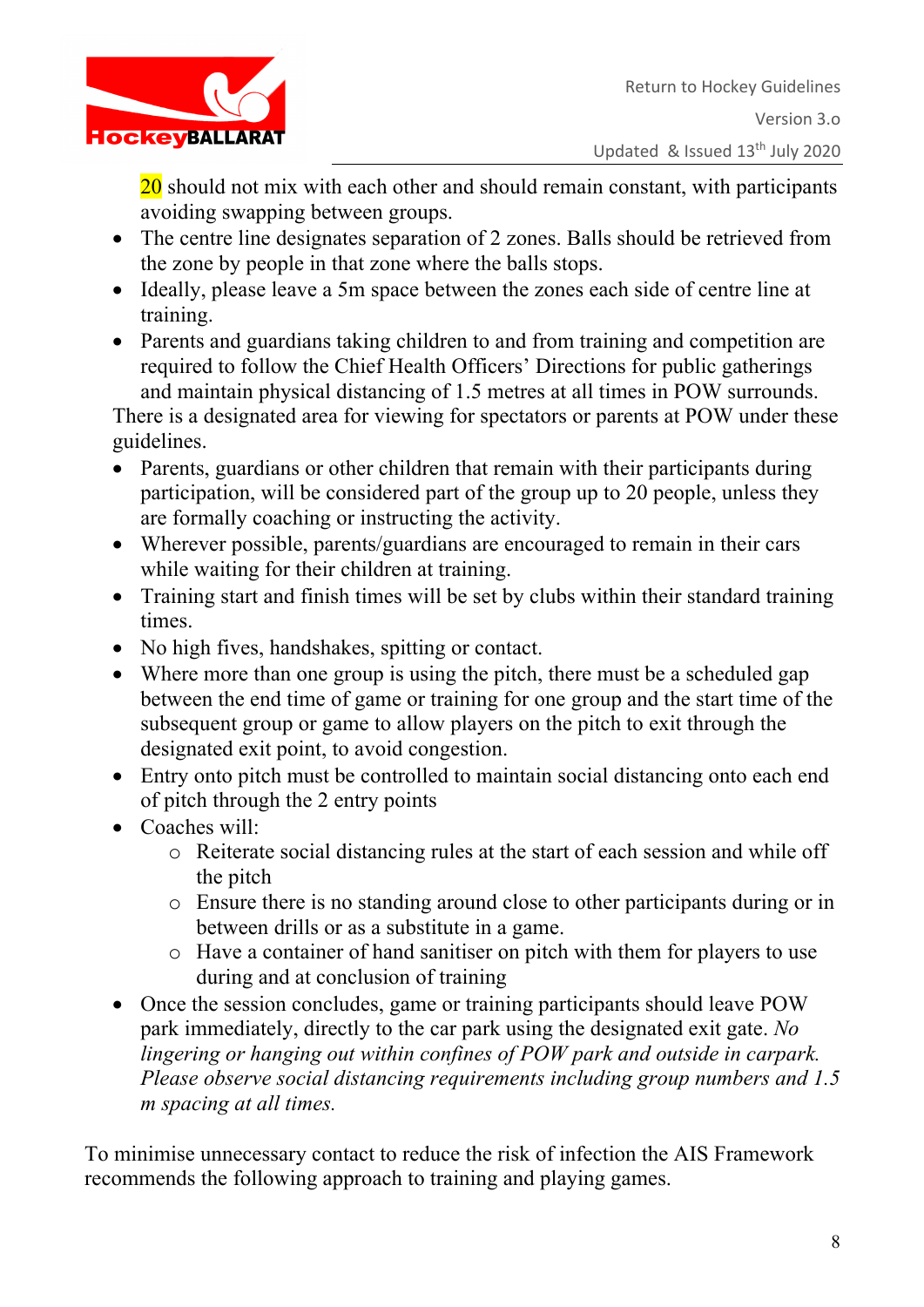20 should not mix with each other and should remain constant, with participants avoiding swapping between groups.

- The centre line designates separation of 2 zones. Balls should be retrieved from the zone by people in that zone where the balls stops.
- Ideally, please leave a 5m space between the zones each side of centre line at training.
- Parents and guardians taking children to and from training and competition are required to follow the Chief Health Officers' Directions for public gatherings and maintain physical distancing of 1.5 metres at all times in POW surrounds.

There is a designated area for viewing for spectators or parents at POW under these guidelines.

- Parents, guardians or other children that remain with their participants during participation, will be considered part of the group up to 20 people, unless they are formally coaching or instructing the activity.
- Wherever possible, parents/guardians are encouraged to remain in their cars while waiting for their children at training.
- Training start and finish times will be set by clubs within their standard training times.
- No high fives, handshakes, spitting or contact.
- Where more than one group is using the pitch, there must be a scheduled gap between the end time of game or training for one group and the start time of the subsequent group or game to allow players on the pitch to exit through the designated exit point, to avoid congestion.
- Entry onto pitch must be controlled to maintain social distancing onto each end of pitch through the 2 entry points
- Coaches will:
    - Reiterate social distancing rules at the start of each session and while off the pitch
    - Ensure there is no standing around close to other participants during or in between drills or as a substitute in a game.
    - Have a container of hand sanitiser on pitch with them for players to use during and at conclusion of training
- Once the session concludes, game or training participants should leave POW park immediately, directly to the car park using the designated exit gate. *No lingering or hanging out within confines of POW park and outside in carpark. Please observe social distancing requirements including group numbers and 1.5 m spacing at all times.*

To minimise unnecessary contact to reduce the risk of infection the AIS Framework recommends the following approach to training and playing games.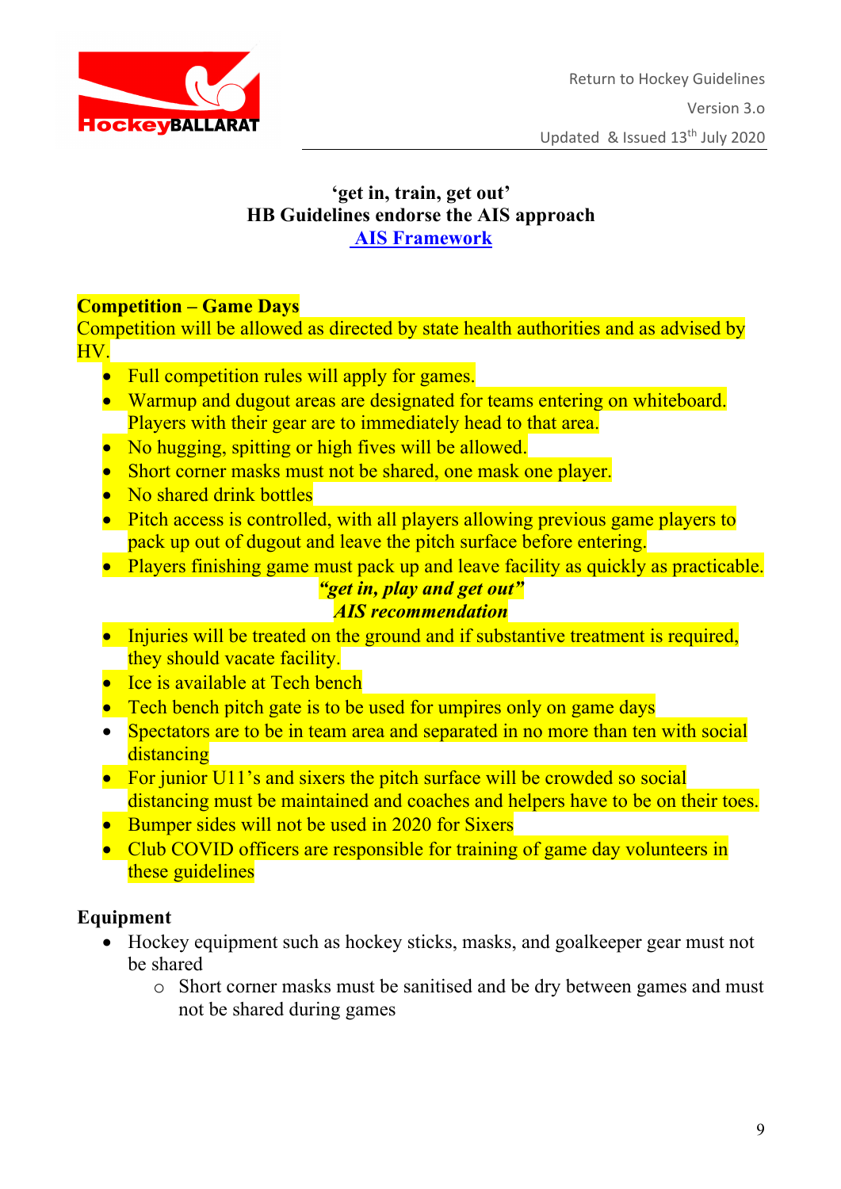**'get in, train, get out'**
**HB Guidelines endorse the AIS approach**
**[AIS Framework]**

## Competition – Game Days

Competition will be allowed as directed by state health authorities and as advised by HV.

- Full competition rules will apply for games.
- Warmup and dugout areas are designated for teams entering on whiteboard. Players with their gear are to immediately head to that area.
- No hugging, spitting or high fives will be allowed.
- Short corner masks must not be shared, one mask one player.
- No shared drink bottles
- Pitch access is controlled, with all players allowing previous game players to pack up out of dugout and leave the pitch surface before entering.
- Players finishing game must pack up and leave facility as quickly as practicable.

***"get in, play and get out"***
***AIS recommendation***

- Injuries will be treated on the ground and if substantive treatment is required, they should vacate facility.
- Ice is available at Tech bench
- Tech bench pitch gate is to be used for umpires only on game days
- Spectators are to be in team area and separated in no more than ten with social distancing
- For junior U11's and sixers the pitch surface will be crowded so social distancing must be maintained and coaches and helpers have to be on their toes.
- Bumper sides will not be used in 2020 for Sixers
- Club COVID officers are responsible for training of game day volunteers in these guidelines

## Equipment

- Hockey equipment such as hockey sticks, masks, and goalkeeper gear must not be shared
  - Short corner masks must be sanitised and be dry between games and must not be shared during games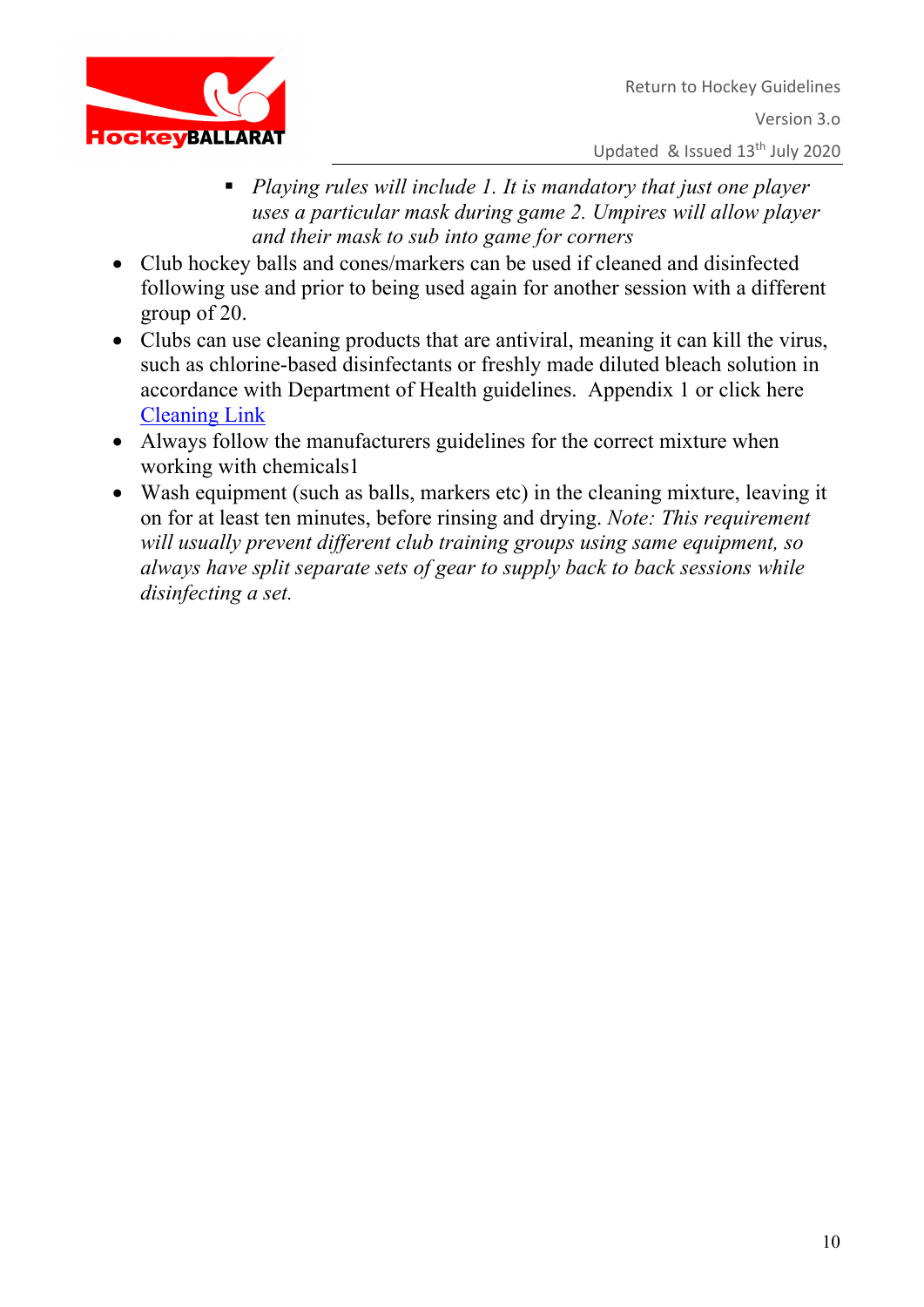- *Playing rules will include 1. It is mandatory that just one player uses a particular mask during game 2. Umpires will allow player and their mask to sub into game for corners*

- Club hockey balls and cones/markers can be used if cleaned and disinfected following use and prior to being used again for another session with a different group of 20.
- Clubs can use cleaning products that are antiviral, meaning it can kill the virus, such as chlorine-based disinfectants or freshly made diluted bleach solution in accordance with Department of Health guidelines. Appendix 1 or click here Cleaning Link
- Always follow the manufacturers guidelines for the correct mixture when working with chemicals1
- Wash equipment (such as balls, markers etc) in the cleaning mixture, leaving it on for at least ten minutes, before rinsing and drying. *Note: This requirement will usually prevent different club training groups using same equipment, so always have split separate sets of gear to supply back to back sessions while disinfecting a set.*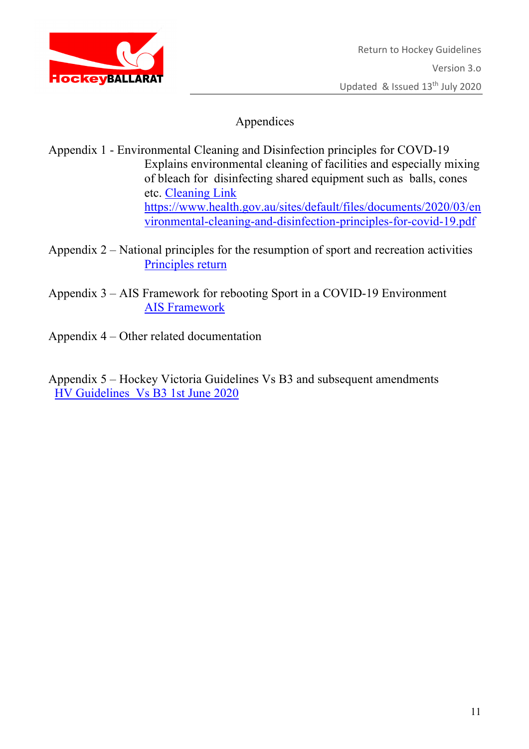# Appendices

Appendix 1 - Environmental Cleaning and Disinfection principles for COVD-19

Explains environmental cleaning of facilities and especially mixing of bleach for disinfecting shared equipment such as balls, cones etc. Cleaning Link https://www.health.gov.au/sites/default/files/documents/2020/03/environmental-cleaning-and-disinfection-principles-for-covid-19.pdf

Appendix 2 – National principles for the resumption of sport and recreation activities

Principles return

Appendix 3 – AIS Framework for rebooting Sport in a COVID-19 Environment

AIS Framework

Appendix 4 – Other related documentation

Appendix 5 – Hockey Victoria Guidelines Vs B3 and subsequent amendments

HV Guidelines Vs B3 1st June 2020